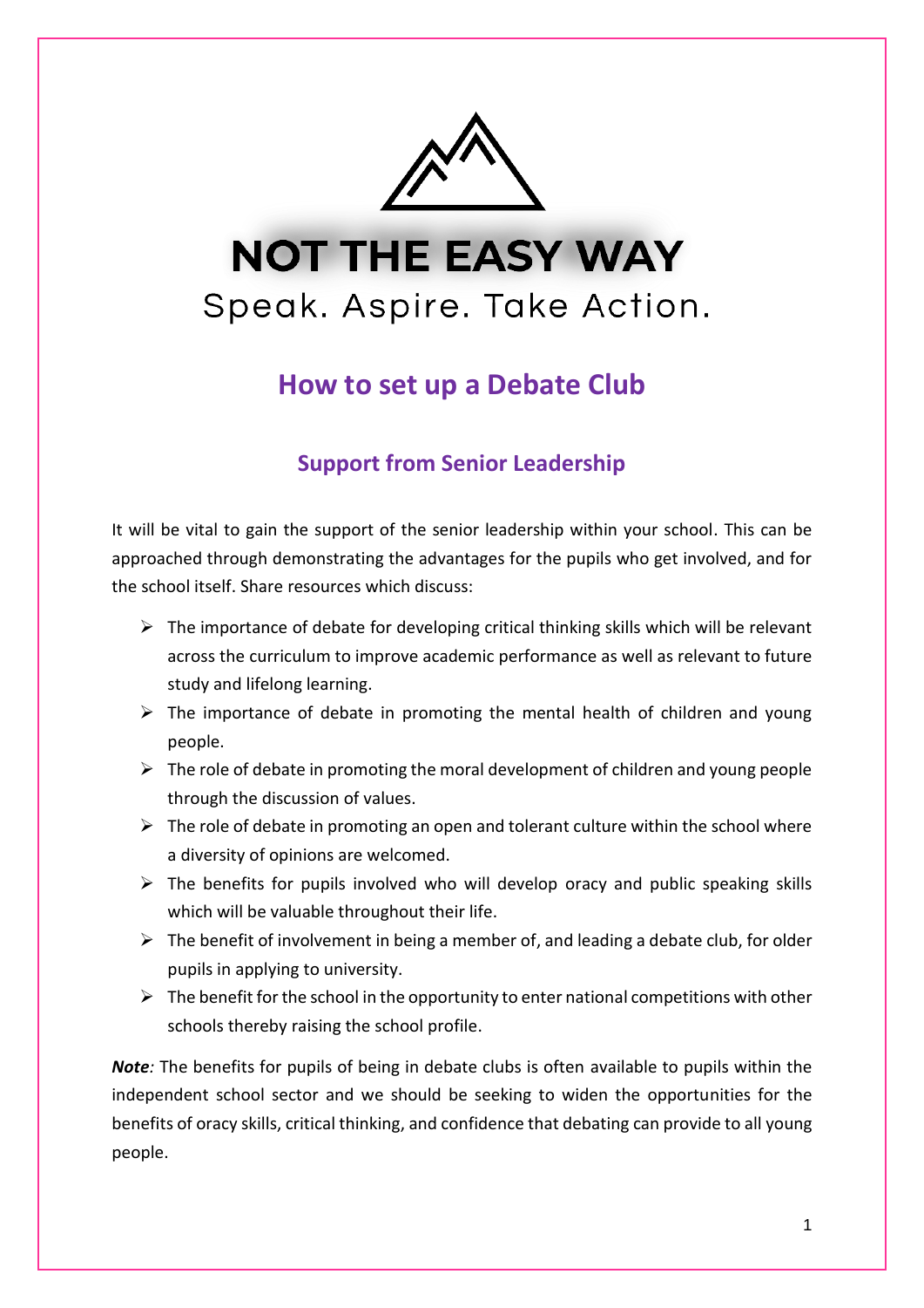# NOT THE EASY WAY

Speak. Aspire. Take Action.

## How to set up a Debate Club

### Support from Senior Leadership

It will be vital to gain the support of the senior leadership within your school. This can be approached through demonstrating the advantages for the pupils who get involved, and for the school itself. Share resources which discuss:

- The importance of debate for developing critical thinking skills which will be relevant across the curriculum to improve academic performance as well as relevant to future study and lifelong learning.
- The importance of debate in promoting the mental health of children and young people.
- The role of debate in promoting the moral development of children and young people through the discussion of values.
- The role of debate in promoting an open and tolerant culture within the school where a diversity of opinions are welcomed.
- The benefits for pupils involved who will develop oracy and public speaking skills which will be valuable throughout their life.
- The benefit of involvement in being a member of, and leading a debate club, for older pupils in applying to university.
- The benefit for the school in the opportunity to enter national competitions with other schools thereby raising the school profile.

***Note****:* The benefits for pupils of being in debate clubs is often available to pupils within the independent school sector and we should be seeking to widen the opportunities for the benefits of oracy skills, critical thinking, and confidence that debating can provide to all young people.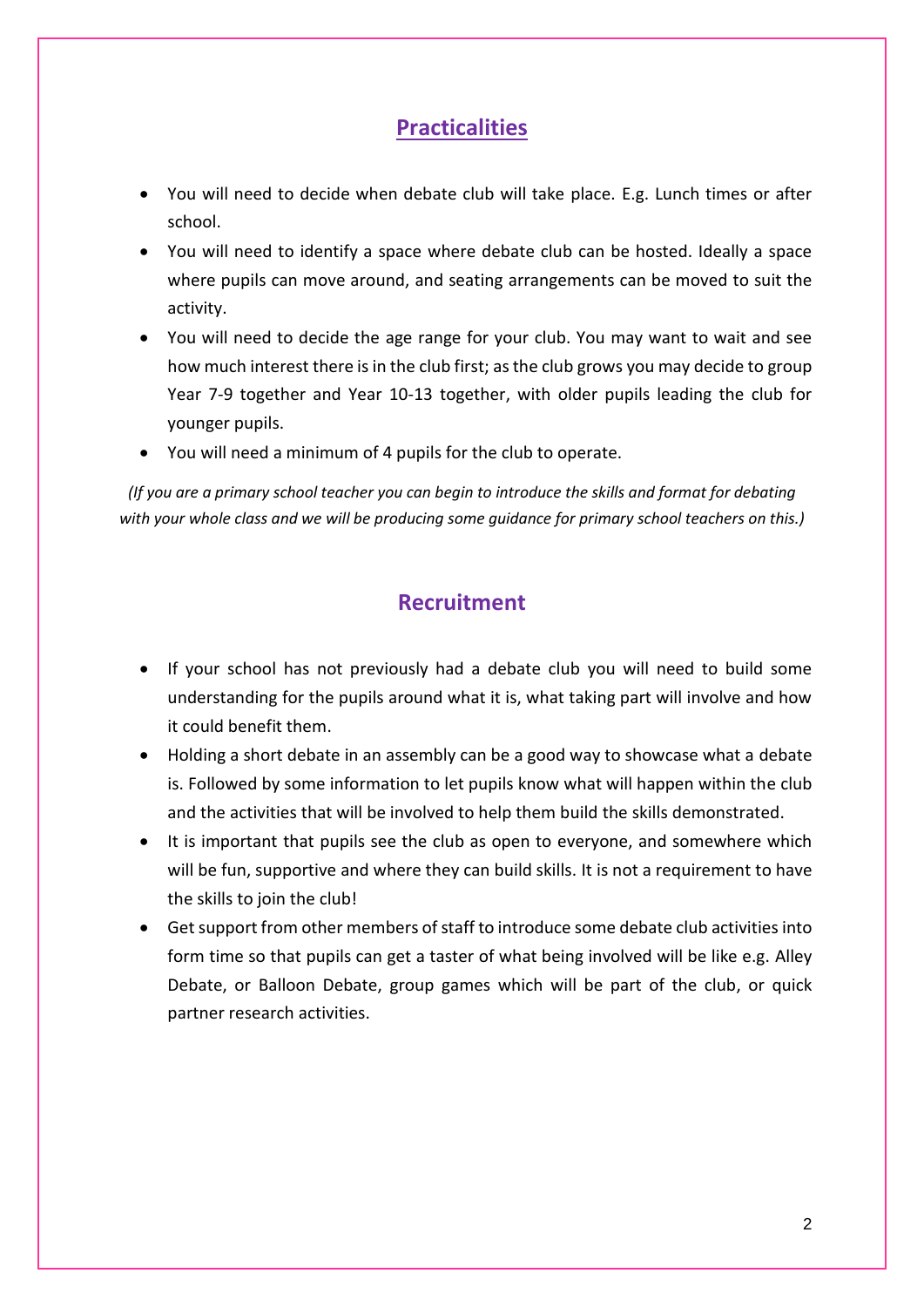## Practicalities

- You will need to decide when debate club will take place. E.g. Lunch times or after school.
- You will need to identify a space where debate club can be hosted. Ideally a space where pupils can move around, and seating arrangements can be moved to suit the activity.
- You will need to decide the age range for your club. You may want to wait and see how much interest there is in the club first; as the club grows you may decide to group Year 7-9 together and Year 10-13 together, with older pupils leading the club for younger pupils.
- You will need a minimum of 4 pupils for the club to operate.

*(If you are a primary school teacher you can begin to introduce the skills and format for debating with your whole class and we will be producing some guidance for primary school teachers on this.)*

## Recruitment

- If your school has not previously had a debate club you will need to build some understanding for the pupils around what it is, what taking part will involve and how it could benefit them.
- Holding a short debate in an assembly can be a good way to showcase what a debate is. Followed by some information to let pupils know what will happen within the club and the activities that will be involved to help them build the skills demonstrated.
- It is important that pupils see the club as open to everyone, and somewhere which will be fun, supportive and where they can build skills. It is not a requirement to have the skills to join the club!
- Get support from other members of staff to introduce some debate club activities into form time so that pupils can get a taster of what being involved will be like e.g. Alley Debate, or Balloon Debate, group games which will be part of the club, or quick partner research activities.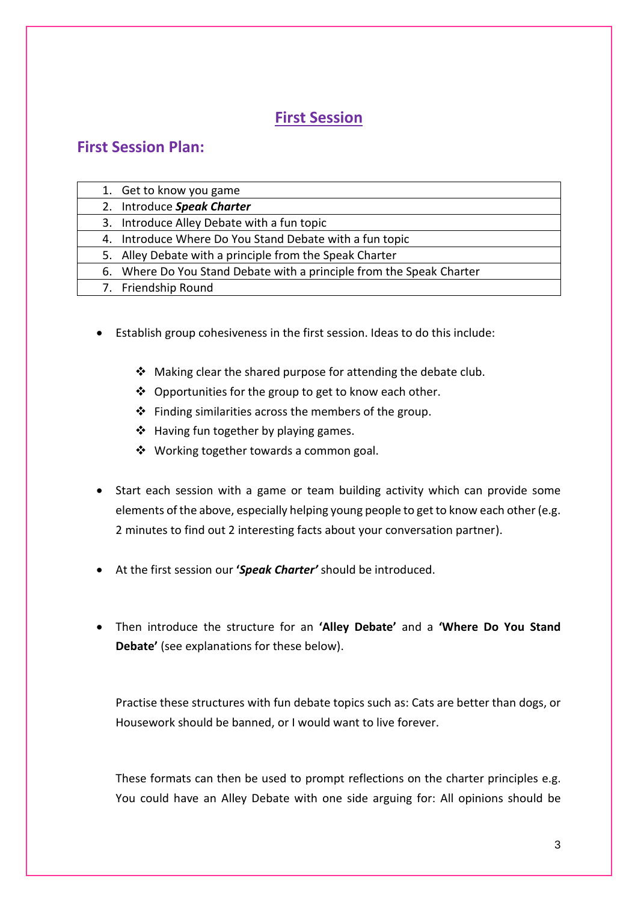# First Session

## First Session Plan:

| |
|---|
| 1. Get to know you game |
| 2. Introduce ***Speak Charter*** |
| 3. Introduce Alley Debate with a fun topic |
| 4. Introduce Where Do You Stand Debate with a fun topic |
| 5. Alley Debate with a principle from the Speak Charter |
| 6. Where Do You Stand Debate with a principle from the Speak Charter |
| 7. Friendship Round |

- Establish group cohesiveness in the first session. Ideas to do this include:
  - Making clear the shared purpose for attending the debate club.
  - Opportunities for the group to get to know each other.
  - Finding similarities across the members of the group.
  - Having fun together by playing games.
  - Working together towards a common goal.

- Start each session with a game or team building activity which can provide some elements of the above, especially helping young people to get to know each other (e.g. 2 minutes to find out 2 interesting facts about your conversation partner).

- At the first session our **'*Speak Charter*'** should be introduced.

- Then introduce the structure for an **'Alley Debate'** and a **'Where Do You Stand Debate'** (see explanations for these below).

  Practise these structures with fun debate topics such as: Cats are better than dogs, or Housework should be banned, or I would want to live forever.

  These formats can then be used to prompt reflections on the charter principles e.g. You could have an Alley Debate with one side arguing for: All opinions should be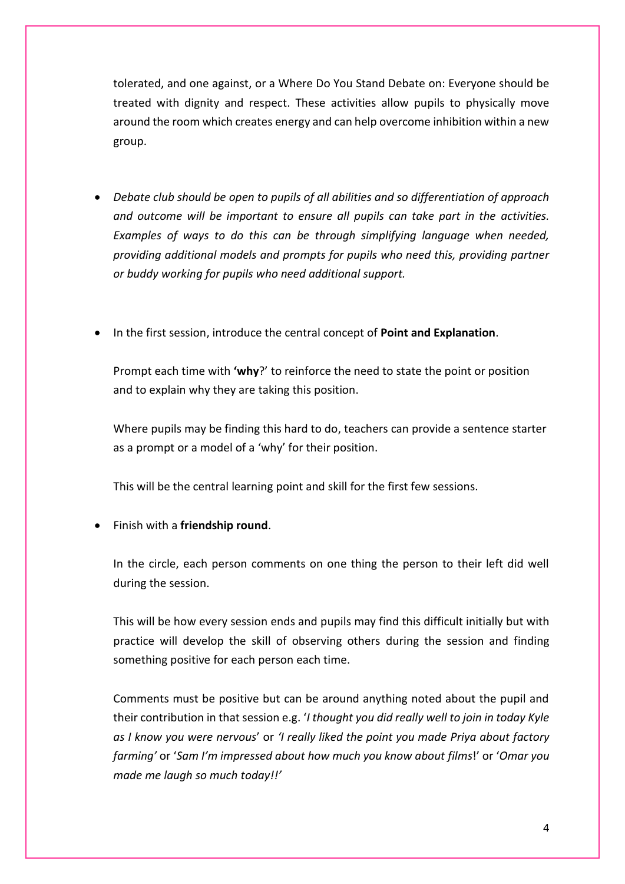tolerated, and one against, or a Where Do You Stand Debate on: Everyone should be treated with dignity and respect. These activities allow pupils to physically move around the room which creates energy and can help overcome inhibition within a new group.

- *Debate club should be open to pupils of all abilities and so differentiation of approach and outcome will be important to ensure all pupils can take part in the activities. Examples of ways to do this can be through simplifying language when needed, providing additional models and prompts for pupils who need this, providing partner or buddy working for pupils who need additional support.*

- In the first session, introduce the central concept of **Point and Explanation**.

  Prompt each time with **'why**?' to reinforce the need to state the point or position and to explain why they are taking this position.

  Where pupils may be finding this hard to do, teachers can provide a sentence starter as a prompt or a model of a 'why' for their position.

  This will be the central learning point and skill for the first few sessions.

- Finish with a **friendship round**.

  In the circle, each person comments on one thing the person to their left did well during the session.

  This will be how every session ends and pupils may find this difficult initially but with practice will develop the skill of observing others during the session and finding something positive for each person each time.

  Comments must be positive but can be around anything noted about the pupil and their contribution in that session e.g. '*I thought you did really well to join in today Kyle as I know you were nervous*' or *'I really liked the point you made Priya about factory farming'* or '*Sam I'm impressed about how much you know about films*!' or '*Omar you made me laugh so much today!!'*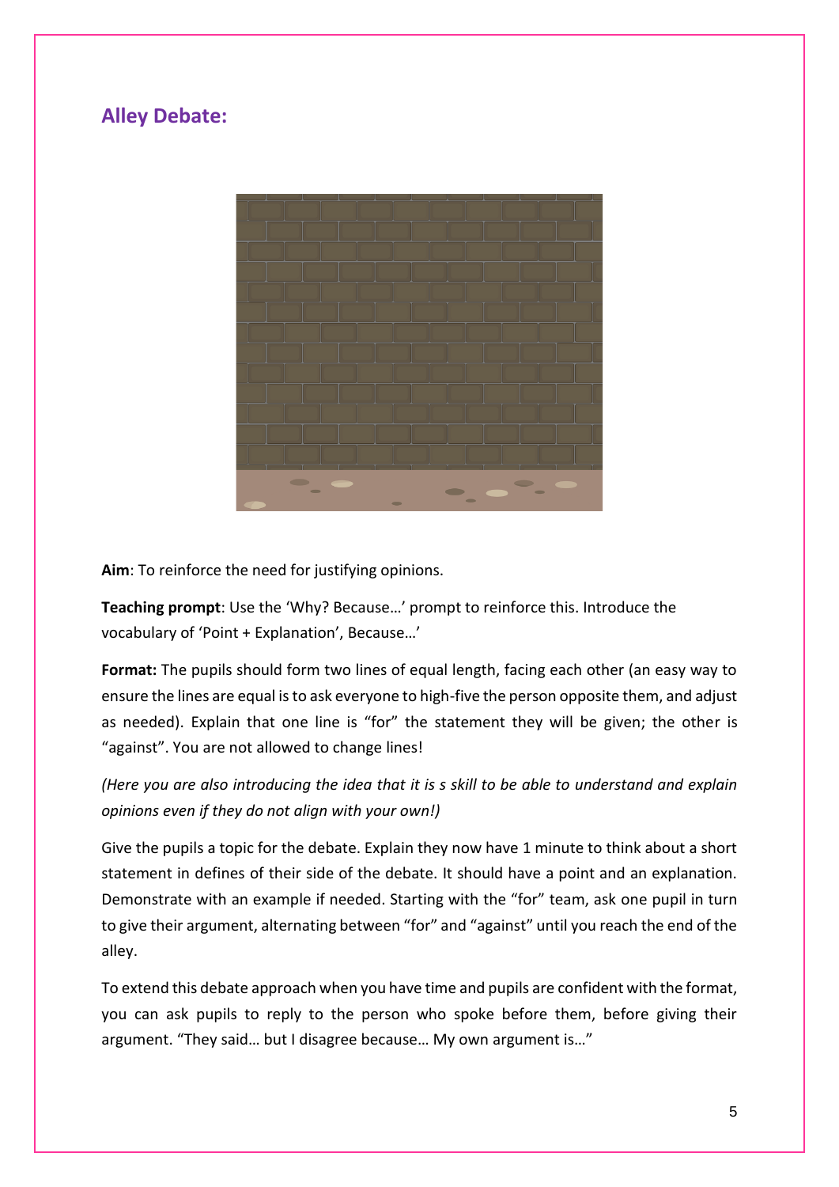## Alley Debate:

**Aim**: To reinforce the need for justifying opinions.

**Teaching prompt**: Use the 'Why? Because…' prompt to reinforce this. Introduce the vocabulary of 'Point + Explanation', Because…'

**Format:** The pupils should form two lines of equal length, facing each other (an easy way to ensure the lines are equal is to ask everyone to high-five the person opposite them, and adjust as needed). Explain that one line is "for" the statement they will be given; the other is "against". You are not allowed to change lines!

*(Here you are also introducing the idea that it is s skill to be able to understand and explain opinions even if they do not align with your own!)*

Give the pupils a topic for the debate. Explain they now have 1 minute to think about a short statement in defines of their side of the debate. It should have a point and an explanation. Demonstrate with an example if needed. Starting with the "for" team, ask one pupil in turn to give their argument, alternating between "for" and "against" until you reach the end of the alley.

To extend this debate approach when you have time and pupils are confident with the format, you can ask pupils to reply to the person who spoke before them, before giving their argument. "They said… but I disagree because… My own argument is…"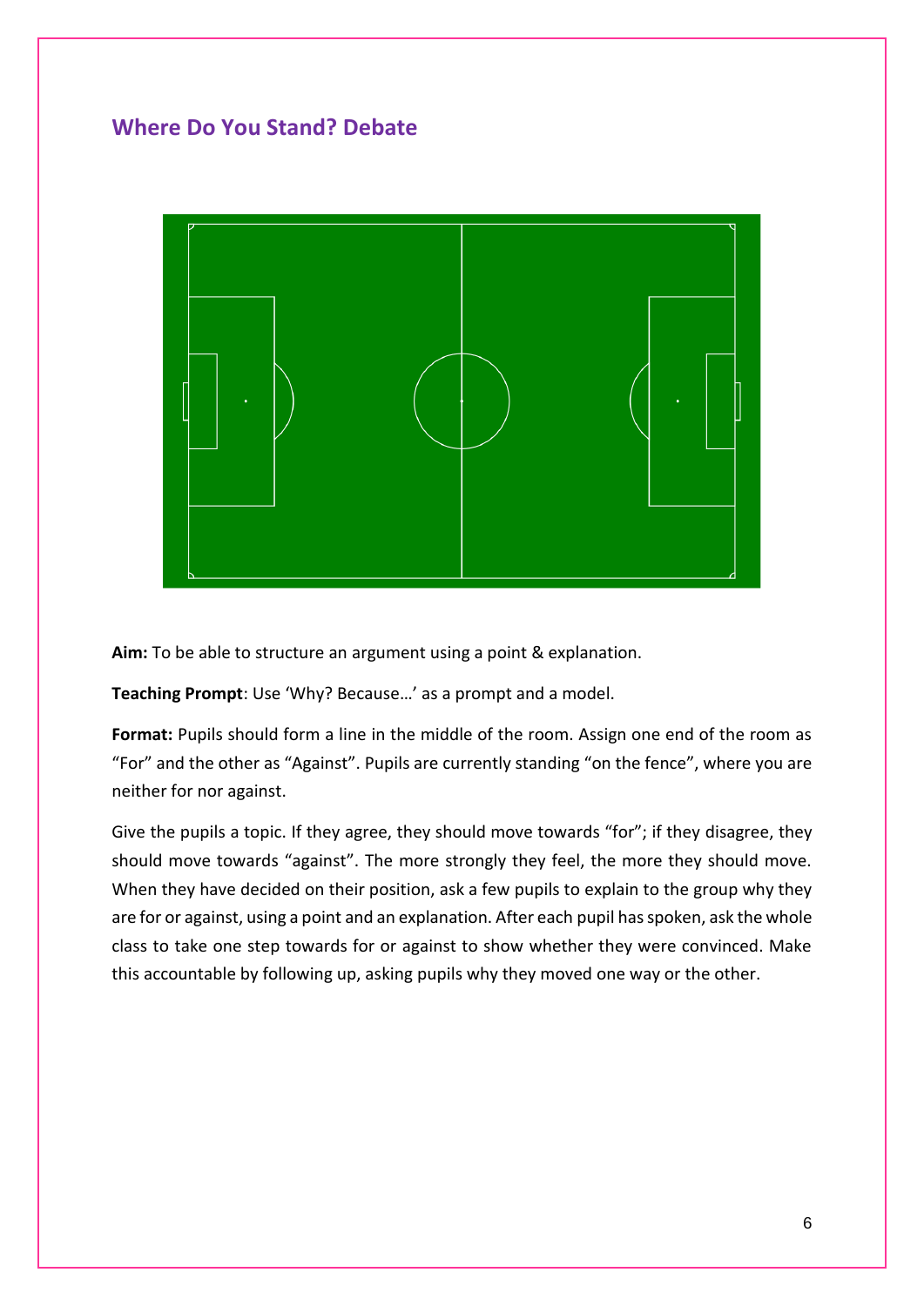## Where Do You Stand? Debate

**Aim:** To be able to structure an argument using a point & explanation.

**Teaching Prompt**: Use 'Why? Because…' as a prompt and a model.

**Format:** Pupils should form a line in the middle of the room. Assign one end of the room as "For" and the other as "Against". Pupils are currently standing "on the fence", where you are neither for nor against.

Give the pupils a topic. If they agree, they should move towards "for"; if they disagree, they should move towards "against". The more strongly they feel, the more they should move. When they have decided on their position, ask a few pupils to explain to the group why they are for or against, using a point and an explanation. After each pupil has spoken, ask the whole class to take one step towards for or against to show whether they were convinced. Make this accountable by following up, asking pupils why they moved one way or the other.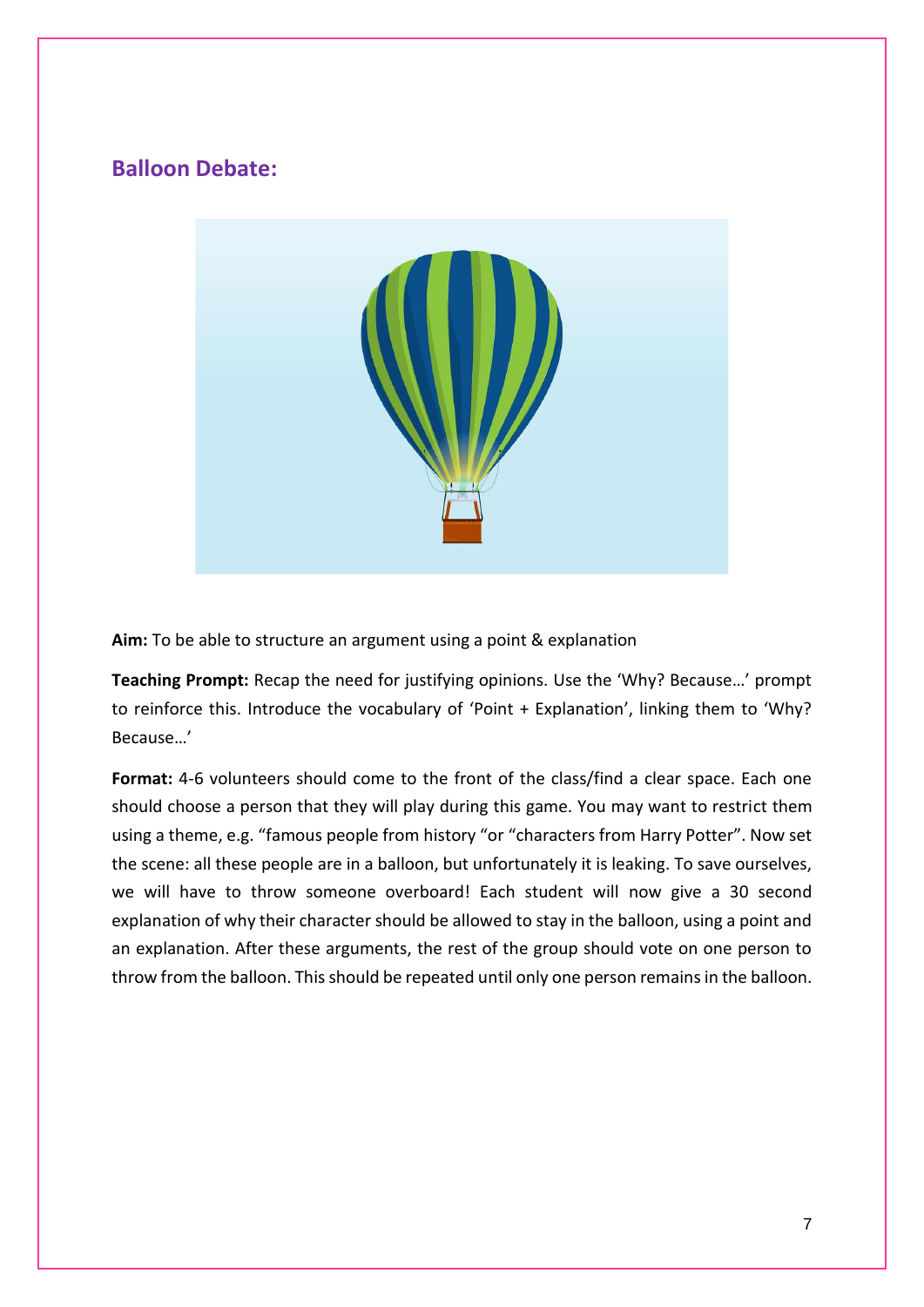## Balloon Debate:

**Aim:** To be able to structure an argument using a point & explanation

**Teaching Prompt:** Recap the need for justifying opinions. Use the 'Why? Because…' prompt to reinforce this. Introduce the vocabulary of 'Point + Explanation', linking them to 'Why? Because…'

**Format:** 4-6 volunteers should come to the front of the class/find a clear space. Each one should choose a person that they will play during this game. You may want to restrict them using a theme, e.g. "famous people from history "or "characters from Harry Potter". Now set the scene: all these people are in a balloon, but unfortunately it is leaking. To save ourselves, we will have to throw someone overboard! Each student will now give a 30 second explanation of why their character should be allowed to stay in the balloon, using a point and an explanation. After these arguments, the rest of the group should vote on one person to throw from the balloon. This should be repeated until only one person remains in the balloon.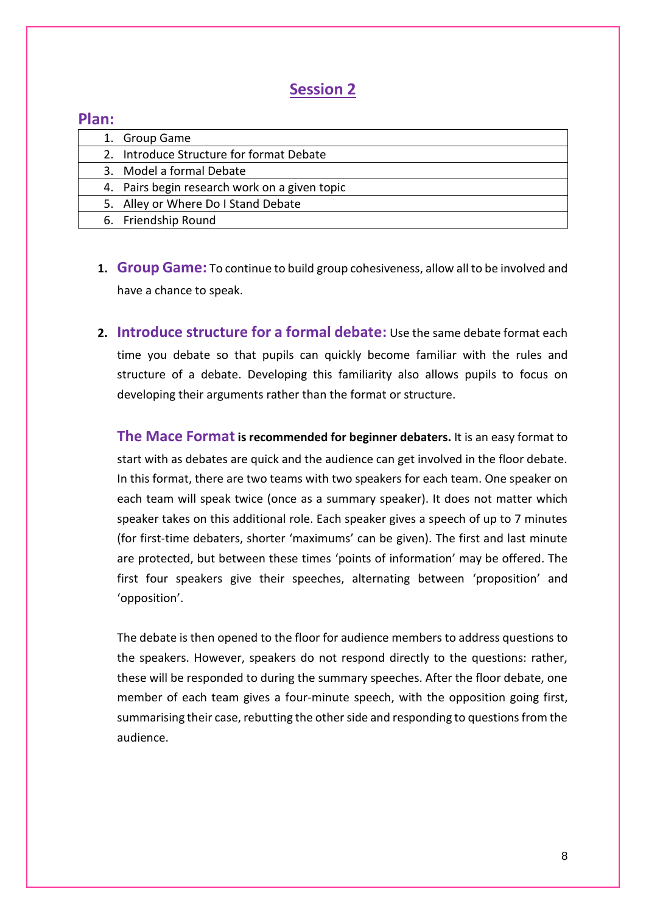## Session 2

### Plan:

| |
|---|
| 1. Group Game |
| 2. Introduce Structure for format Debate |
| 3. Model a formal Debate |
| 4. Pairs begin research work on a given topic |
| 5. Alley or Where Do I Stand Debate |
| 6. Friendship Round |

1. **Group Game:** To continue to build group cohesiveness, allow all to be involved and have a chance to speak.

2. **Introduce structure for a formal debate:** Use the same debate format each time you debate so that pupils can quickly become familiar with the rules and structure of a debate. Developing this familiarity also allows pupils to focus on developing their arguments rather than the format or structure.

   **The Mace Format is recommended for beginner debaters.** It is an easy format to start with as debates are quick and the audience can get involved in the floor debate. In this format, there are two teams with two speakers for each team. One speaker on each team will speak twice (once as a summary speaker). It does not matter which speaker takes on this additional role. Each speaker gives a speech of up to 7 minutes (for first-time debaters, shorter 'maximums' can be given). The first and last minute are protected, but between these times 'points of information' may be offered. The first four speakers give their speeches, alternating between 'proposition' and 'opposition'.

   The debate is then opened to the floor for audience members to address questions to the speakers. However, speakers do not respond directly to the questions: rather, these will be responded to during the summary speeches. After the floor debate, one member of each team gives a four-minute speech, with the opposition going first, summarising their case, rebutting the other side and responding to questions from the audience.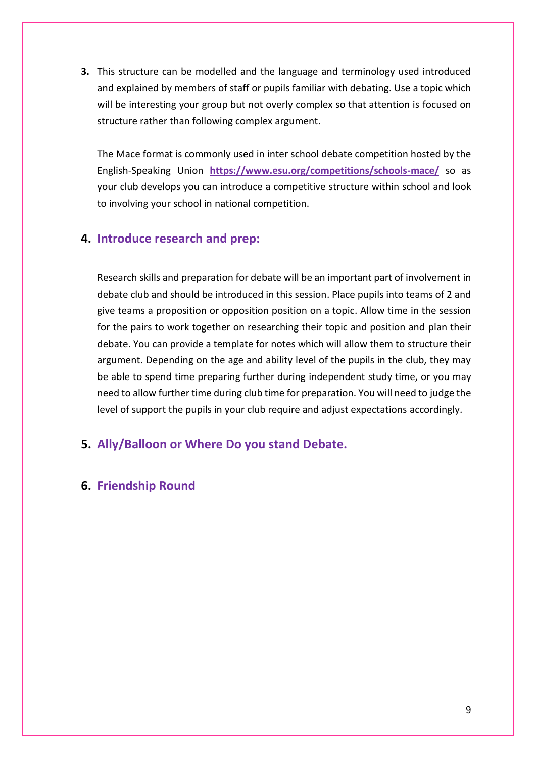3. This structure can be modelled and the language and terminology used introduced and explained by members of staff or pupils familiar with debating. Use a topic which will be interesting your group but not overly complex so that attention is focused on structure rather than following complex argument.

   The Mace format is commonly used in inter school debate competition hosted by the English-Speaking Union **https://www.esu.org/competitions/schools-mace/** so as your club develops you can introduce a competitive structure within school and look to involving your school in national competition.

## 4. Introduce research and prep:

Research skills and preparation for debate will be an important part of involvement in debate club and should be introduced in this session. Place pupils into teams of 2 and give teams a proposition or opposition position on a topic. Allow time in the session for the pairs to work together on researching their topic and position and plan their debate. You can provide a template for notes which will allow them to structure their argument. Depending on the age and ability level of the pupils in the club, they may be able to spend time preparing further during independent study time, or you may need to allow further time during club time for preparation. You will need to judge the level of support the pupils in your club require and adjust expectations accordingly.

## 5. Ally/Balloon or Where Do you stand Debate.

## 6. Friendship Round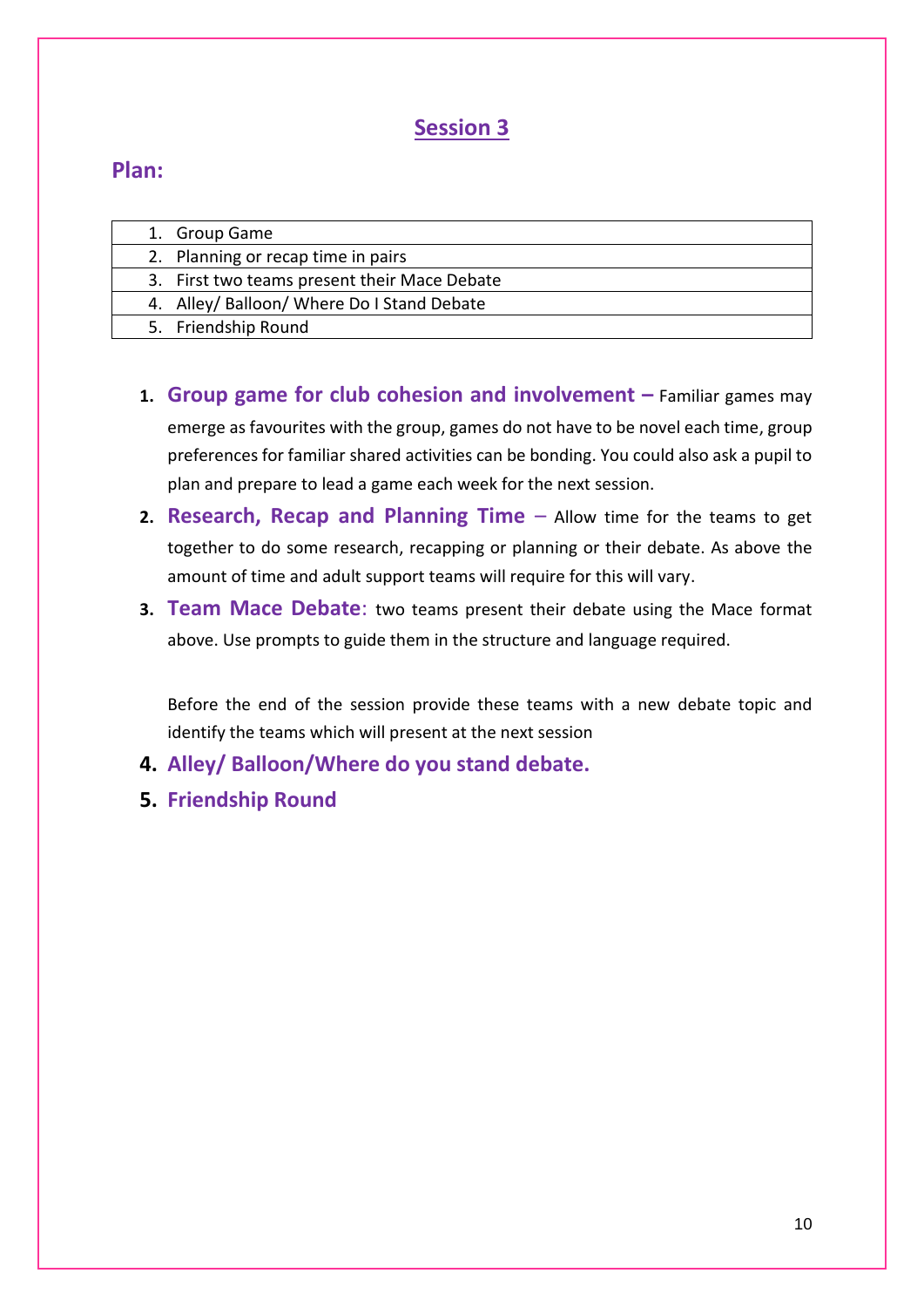# Session 3

## Plan:

| 1. Group Game |
|---|
| 2. Planning or recap time in pairs |
| 3. First two teams present their Mace Debate |
| 4. Alley/ Balloon/ Where Do I Stand Debate |
| 5. Friendship Round |

1. **Group game for club cohesion and involvement –** Familiar games may emerge as favourites with the group, games do not have to be novel each time, group preferences for familiar shared activities can be bonding. You could also ask a pupil to plan and prepare to lead a game each week for the next session.
2. **Research, Recap and Planning Time –** Allow time for the teams to get together to do some research, recapping or planning or their debate. As above the amount of time and adult support teams will require for this will vary.
3. **Team Mace Debate**: two teams present their debate using the Mace format above. Use prompts to guide them in the structure and language required.

   Before the end of the session provide these teams with a new debate topic and identify the teams which will present at the next session
4. **Alley/ Balloon/Where do you stand debate.**
5. **Friendship Round**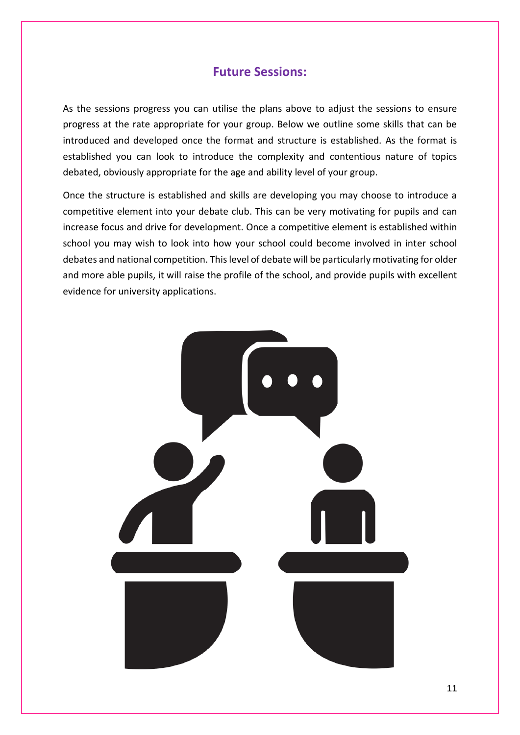## Future Sessions:

As the sessions progress you can utilise the plans above to adjust the sessions to ensure progress at the rate appropriate for your group. Below we outline some skills that can be introduced and developed once the format and structure is established. As the format is established you can look to introduce the complexity and contentious nature of topics debated, obviously appropriate for the age and ability level of your group.

Once the structure is established and skills are developing you may choose to introduce a competitive element into your debate club. This can be very motivating for pupils and can increase focus and drive for development. Once a competitive element is established within school you may wish to look into how your school could become involved in inter school debates and national competition. This level of debate will be particularly motivating for older and more able pupils, it will raise the profile of the school, and provide pupils with excellent evidence for university applications.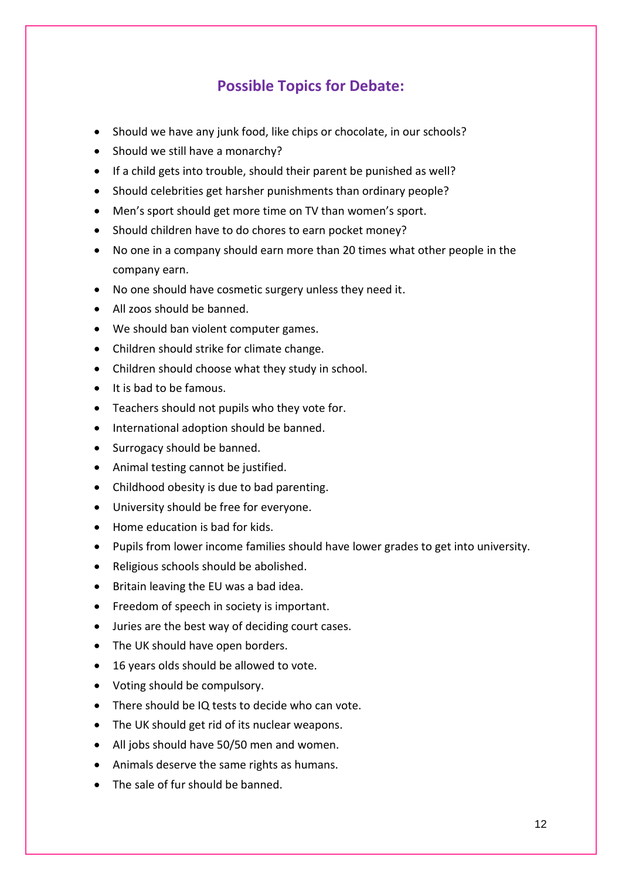## Possible Topics for Debate:

- Should we have any junk food, like chips or chocolate, in our schools?
- Should we still have a monarchy?
- If a child gets into trouble, should their parent be punished as well?
- Should celebrities get harsher punishments than ordinary people?
- Men's sport should get more time on TV than women's sport.
- Should children have to do chores to earn pocket money?
- No one in a company should earn more than 20 times what other people in the company earn.
- No one should have cosmetic surgery unless they need it.
- All zoos should be banned.
- We should ban violent computer games.
- Children should strike for climate change.
- Children should choose what they study in school.
- It is bad to be famous.
- Teachers should not pupils who they vote for.
- International adoption should be banned.
- Surrogacy should be banned.
- Animal testing cannot be justified.
- Childhood obesity is due to bad parenting.
- University should be free for everyone.
- Home education is bad for kids.
- Pupils from lower income families should have lower grades to get into university.
- Religious schools should be abolished.
- Britain leaving the EU was a bad idea.
- Freedom of speech in society is important.
- Juries are the best way of deciding court cases.
- The UK should have open borders.
- 16 years olds should be allowed to vote.
- Voting should be compulsory.
- There should be IQ tests to decide who can vote.
- The UK should get rid of its nuclear weapons.
- All jobs should have 50/50 men and women.
- Animals deserve the same rights as humans.
- The sale of fur should be banned.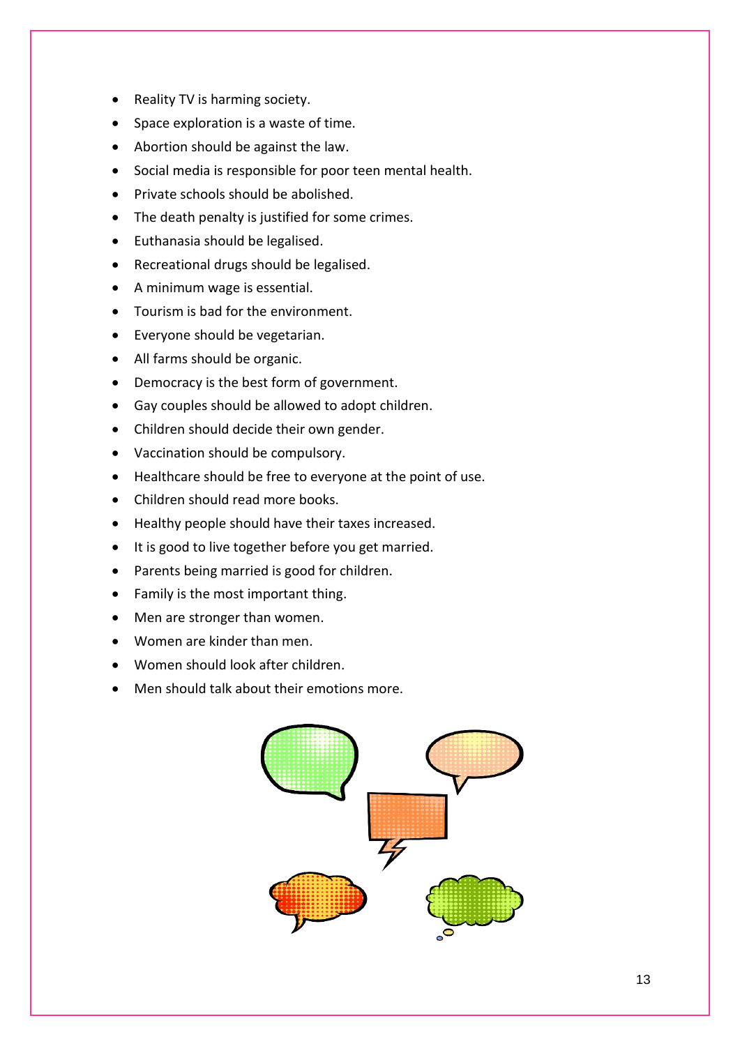- Reality TV is harming society.
- Space exploration is a waste of time.
- Abortion should be against the law.
- Social media is responsible for poor teen mental health.
- Private schools should be abolished.
- The death penalty is justified for some crimes.
- Euthanasia should be legalised.
- Recreational drugs should be legalised.
- A minimum wage is essential.
- Tourism is bad for the environment.
- Everyone should be vegetarian.
- All farms should be organic.
- Democracy is the best form of government.
- Gay couples should be allowed to adopt children.
- Children should decide their own gender.
- Vaccination should be compulsory.
- Healthcare should be free to everyone at the point of use.
- Children should read more books.
- Healthy people should have their taxes increased.
- It is good to live together before you get married.
- Parents being married is good for children.
- Family is the most important thing.
- Men are stronger than women.
- Women are kinder than men.
- Women should look after children.
- Men should talk about their emotions more.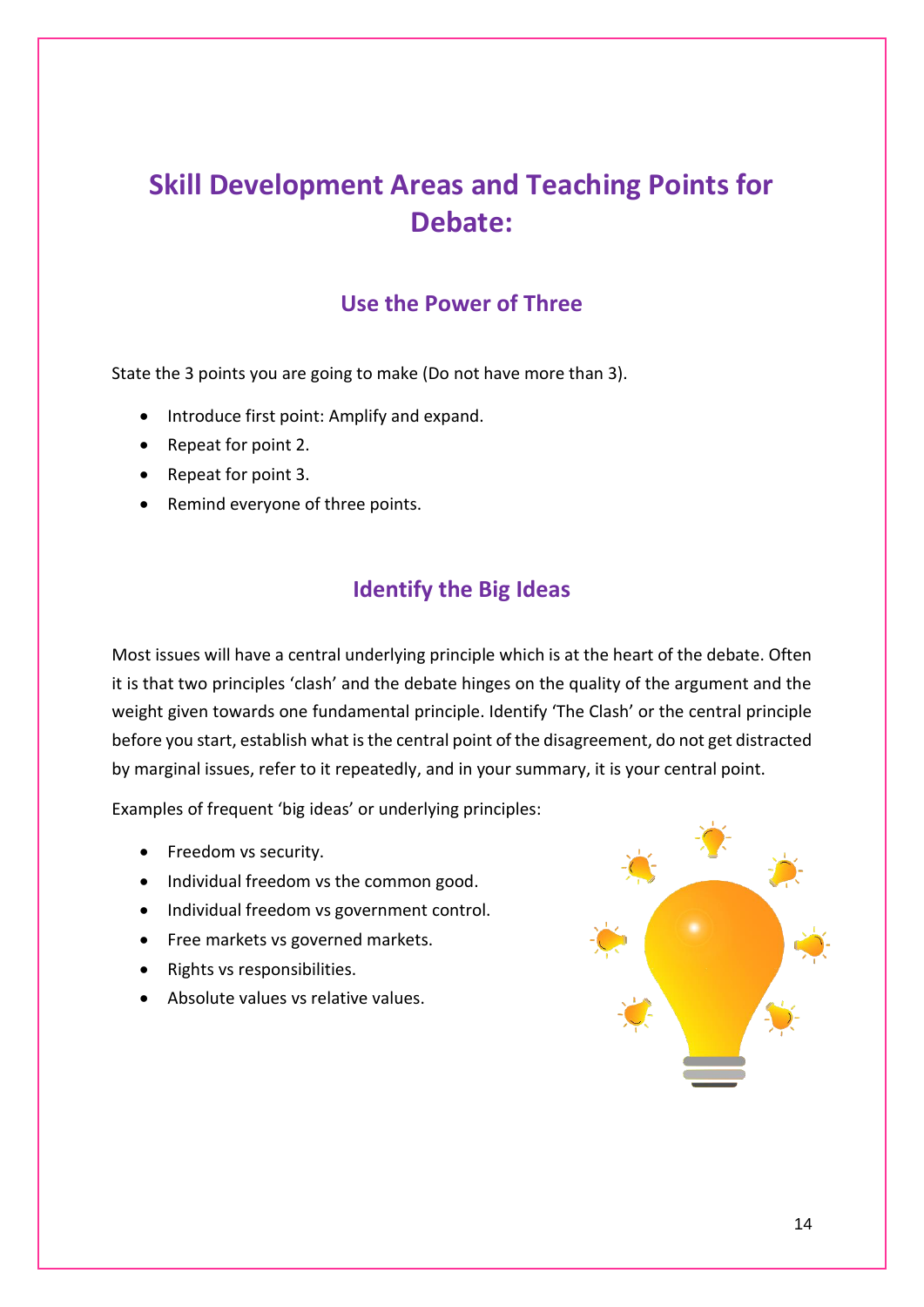# Skill Development Areas and Teaching Points for Debate:

## Use the Power of Three

State the 3 points you are going to make (Do not have more than 3).

- Introduce first point: Amplify and expand.
- Repeat for point 2.
- Repeat for point 3.
- Remind everyone of three points.

## Identify the Big Ideas

Most issues will have a central underlying principle which is at the heart of the debate. Often it is that two principles 'clash' and the debate hinges on the quality of the argument and the weight given towards one fundamental principle. Identify 'The Clash' or the central principle before you start, establish what is the central point of the disagreement, do not get distracted by marginal issues, refer to it repeatedly, and in your summary, it is your central point.

Examples of frequent 'big ideas' or underlying principles:

- Freedom vs security.
- Individual freedom vs the common good.
- Individual freedom vs government control.
- Free markets vs governed markets.
- Rights vs responsibilities.
- Absolute values vs relative values.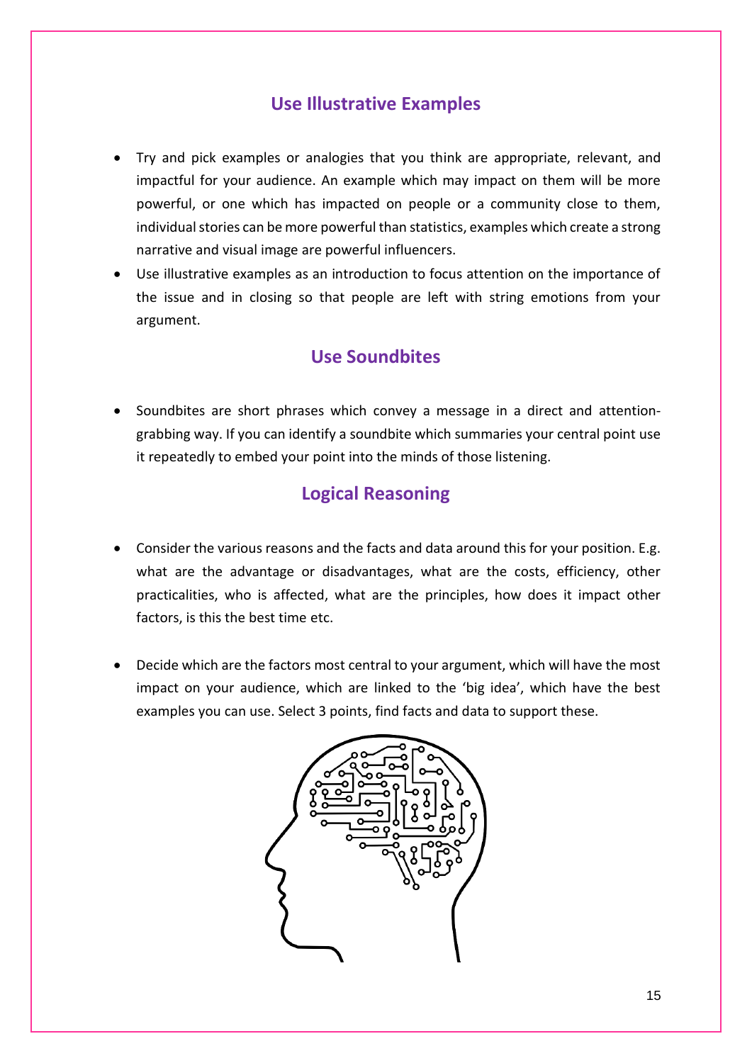## Use Illustrative Examples

- Try and pick examples or analogies that you think are appropriate, relevant, and impactful for your audience. An example which may impact on them will be more powerful, or one which has impacted on people or a community close to them, individual stories can be more powerful than statistics, examples which create a strong narrative and visual image are powerful influencers.
- Use illustrative examples as an introduction to focus attention on the importance of the issue and in closing so that people are left with string emotions from your argument.

## Use Soundbites

- Soundbites are short phrases which convey a message in a direct and attention-grabbing way. If you can identify a soundbite which summaries your central point use it repeatedly to embed your point into the minds of those listening.

## Logical Reasoning

- Consider the various reasons and the facts and data around this for your position. E.g. what are the advantage or disadvantages, what are the costs, efficiency, other practicalities, who is affected, what are the principles, how does it impact other factors, is this the best time etc.

- Decide which are the factors most central to your argument, which will have the most impact on your audience, which are linked to the 'big idea', which have the best examples you can use. Select 3 points, find facts and data to support these.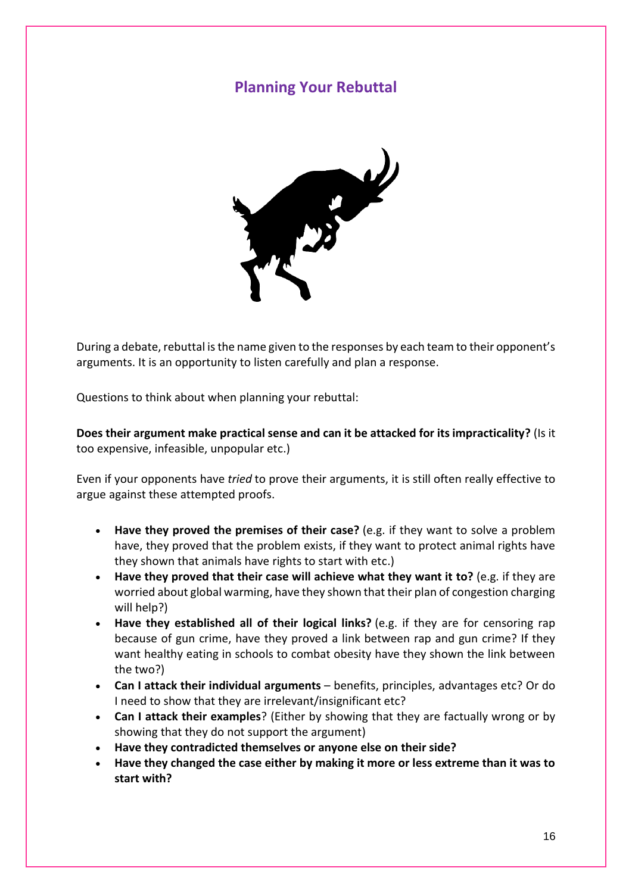## Planning Your Rebuttal

During a debate, rebuttal is the name given to the responses by each team to their opponent's arguments. It is an opportunity to listen carefully and plan a response.

Questions to think about when planning your rebuttal:

**Does their argument make practical sense and can it be attacked for its impracticality?** (Is it too expensive, infeasible, unpopular etc.)

Even if your opponents have *tried* to prove their arguments, it is still often really effective to argue against these attempted proofs.

- **Have they proved the premises of their case?** (e.g. if they want to solve a problem have, they proved that the problem exists, if they want to protect animal rights have they shown that animals have rights to start with etc.)
- **Have they proved that their case will achieve what they want it to?** (e.g. if they are worried about global warming, have they shown that their plan of congestion charging will help?)
- **Have they established all of their logical links?** (e.g. if they are for censoring rap because of gun crime, have they proved a link between rap and gun crime? If they want healthy eating in schools to combat obesity have they shown the link between the two?)
- **Can I attack their individual arguments** – benefits, principles, advantages etc? Or do I need to show that they are irrelevant/insignificant etc?
- **Can I attack their examples**? (Either by showing that they are factually wrong or by showing that they do not support the argument)
- **Have they contradicted themselves or anyone else on their side?**
- **Have they changed the case either by making it more or less extreme than it was to start with?**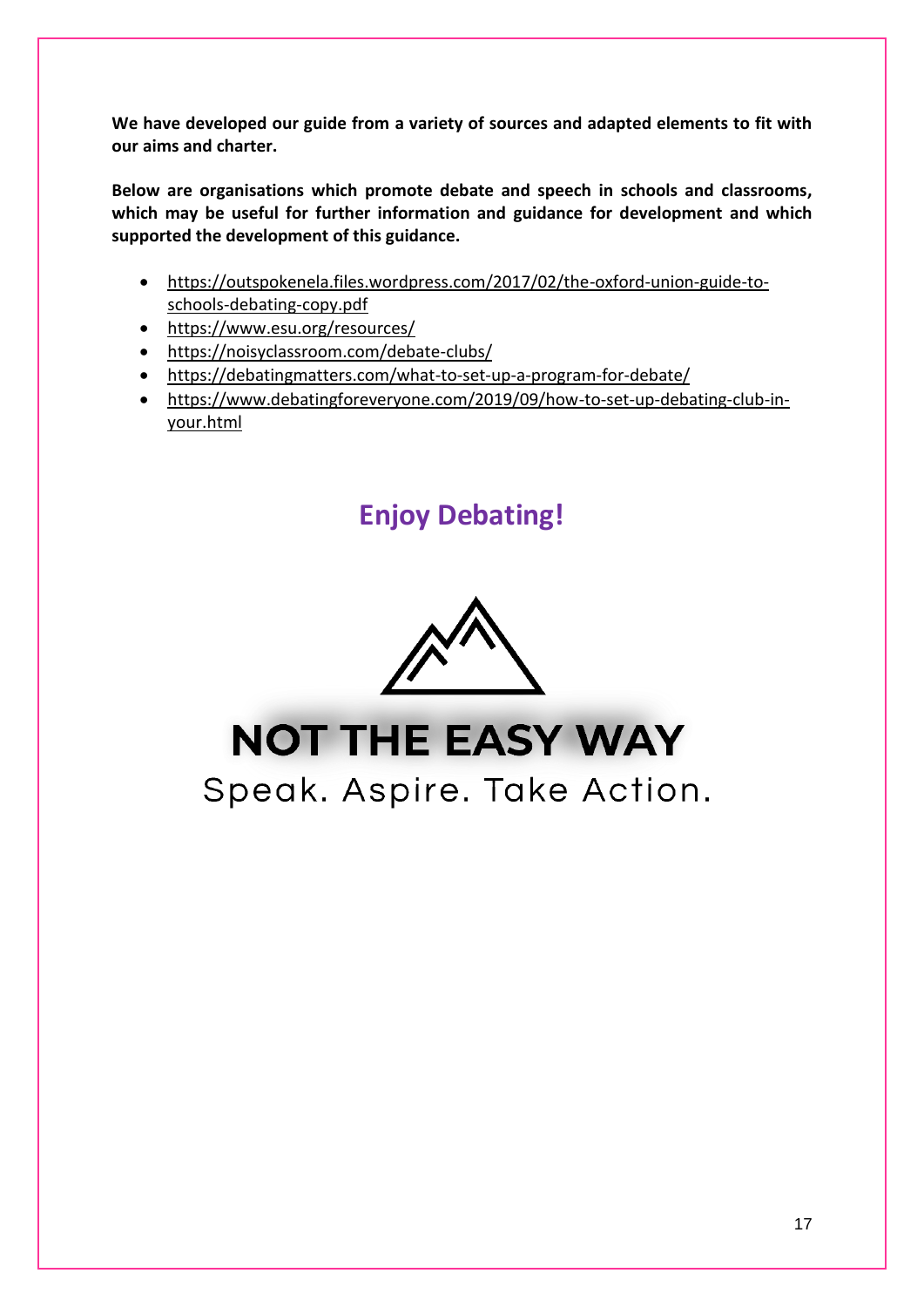**We have developed our guide from a variety of sources and adapted elements to fit with our aims and charter.**

**Below are organisations which promote debate and speech in schools and classrooms, which may be useful for further information and guidance for development and which supported the development of this guidance.**

- https://outspokenela.files.wordpress.com/2017/02/the-oxford-union-guide-to-schools-debating-copy.pdf
- https://www.esu.org/resources/
- https://noisyclassroom.com/debate-clubs/
- https://debatingmatters.com/what-to-set-up-a-program-for-debate/
- https://www.debatingforeveryone.com/2019/09/how-to-set-up-debating-club-in-your.html

## Enjoy Debating!

NOT THE EASY WAY

Speak. Aspire. Take Action.